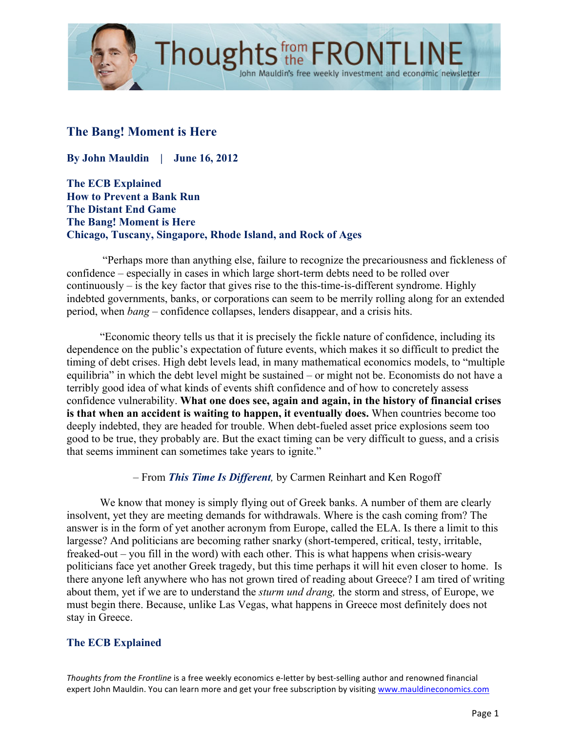# The Bang! Moment is Here

**By John Mauldin | June 16, 2012**

**The ECB Explained**
**How to Prevent a Bank Run**
**The Distant End Game**
**The Bang! Moment is Here**
**Chicago, Tuscany, Singapore, Rhode Island, and Rock of Ages**

"Perhaps more than anything else, failure to recognize the precariousness and fickleness of confidence – especially in cases in which large short-term debts need to be rolled over continuously – is the key factor that gives rise to the this-time-is-different syndrome. Highly indebted governments, banks, or corporations can seem to be merrily rolling along for an extended period, when *bang* – confidence collapses, lenders disappear, and a crisis hits.

"Economic theory tells us that it is precisely the fickle nature of confidence, including its dependence on the public's expectation of future events, which makes it so difficult to predict the timing of debt crises. High debt levels lead, in many mathematical economics models, to "multiple equilibria" in which the debt level might be sustained – or might not be. Economists do not have a terribly good idea of what kinds of events shift confidence and of how to concretely assess confidence vulnerability. **What one does see, again and again, in the history of financial crises is that when an accident is waiting to happen, it eventually does.** When countries become too deeply indebted, they are headed for trouble. When debt-fueled asset price explosions seem too good to be true, they probably are. But the exact timing can be very difficult to guess, and a crisis that seems imminent can sometimes take years to ignite."

– From ***This Time Is Different,*** by Carmen Reinhart and Ken Rogoff

We know that money is simply flying out of Greek banks. A number of them are clearly insolvent, yet they are meeting demands for withdrawals. Where is the cash coming from? The answer is in the form of yet another acronym from Europe, called the ELA. Is there a limit to this largesse? And politicians are becoming rather snarky (short-tempered, critical, testy, irritable, freaked-out – you fill in the word) with each other. This is what happens when crisis-weary politicians face yet another Greek tragedy, but this time perhaps it will hit even closer to home. Is there anyone left anywhere who has not grown tired of reading about Greece? I am tired of writing about them, yet if we are to understand the *sturm und drang,* the storm and stress, of Europe, we must begin there. Because, unlike Las Vegas, what happens in Greece most definitely does not stay in Greece.

## The ECB Explained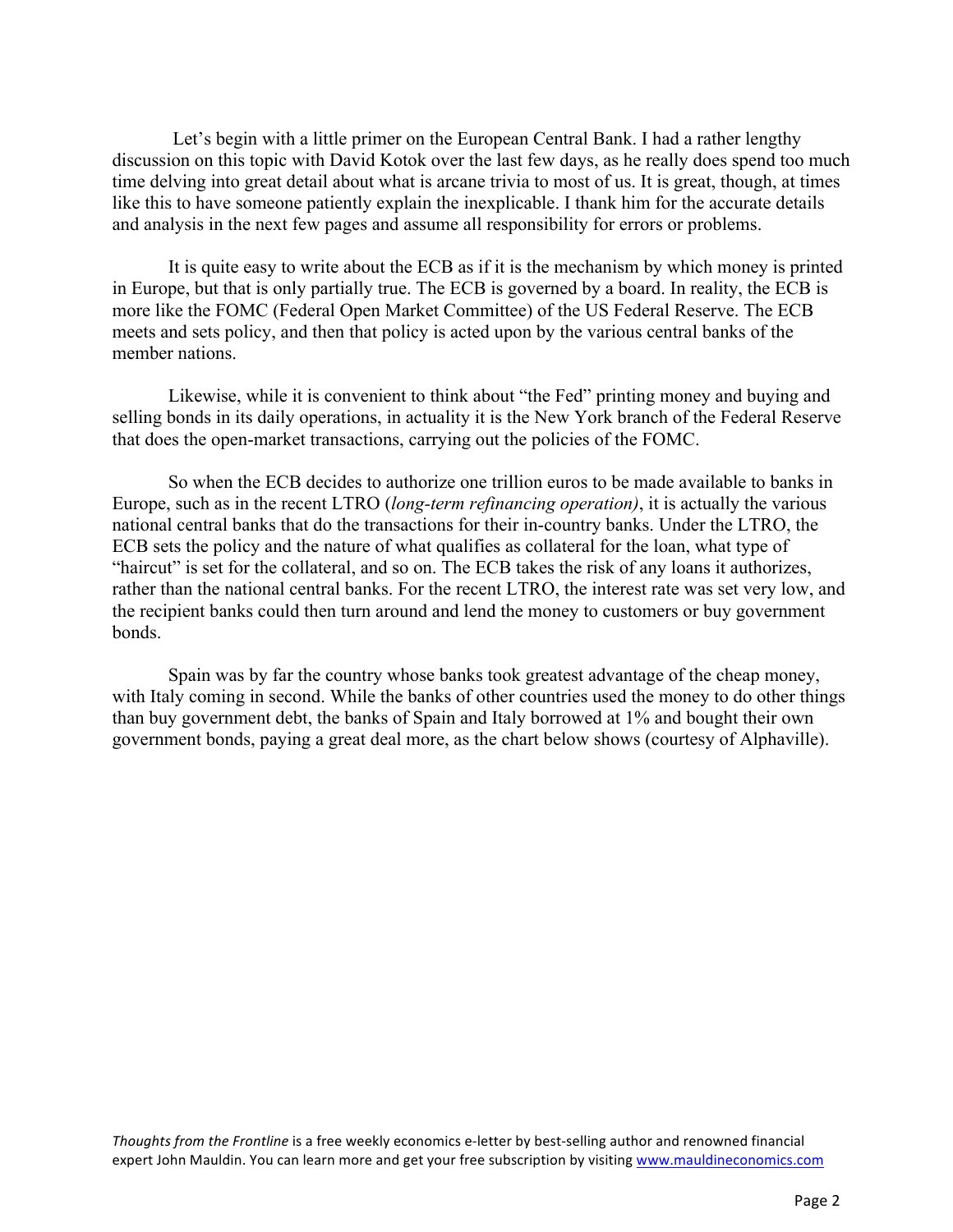Let's begin with a little primer on the European Central Bank. I had a rather lengthy discussion on this topic with David Kotok over the last few days, as he really does spend too much time delving into great detail about what is arcane trivia to most of us. It is great, though, at times like this to have someone patiently explain the inexplicable. I thank him for the accurate details and analysis in the next few pages and assume all responsibility for errors or problems.

It is quite easy to write about the ECB as if it is the mechanism by which money is printed in Europe, but that is only partially true. The ECB is governed by a board. In reality, the ECB is more like the FOMC (Federal Open Market Committee) of the US Federal Reserve. The ECB meets and sets policy, and then that policy is acted upon by the various central banks of the member nations.

Likewise, while it is convenient to think about "the Fed" printing money and buying and selling bonds in its daily operations, in actuality it is the New York branch of the Federal Reserve that does the open-market transactions, carrying out the policies of the FOMC.

So when the ECB decides to authorize one trillion euros to be made available to banks in Europe, such as in the recent LTRO (*long-term refinancing operation)*, it is actually the various national central banks that do the transactions for their in-country banks. Under the LTRO, the ECB sets the policy and the nature of what qualifies as collateral for the loan, what type of "haircut" is set for the collateral, and so on. The ECB takes the risk of any loans it authorizes, rather than the national central banks. For the recent LTRO, the interest rate was set very low, and the recipient banks could then turn around and lend the money to customers or buy government bonds.

Spain was by far the country whose banks took greatest advantage of the cheap money, with Italy coming in second. While the banks of other countries used the money to do other things than buy government debt, the banks of Spain and Italy borrowed at 1% and bought their own government bonds, paying a great deal more, as the chart below shows (courtesy of Alphaville).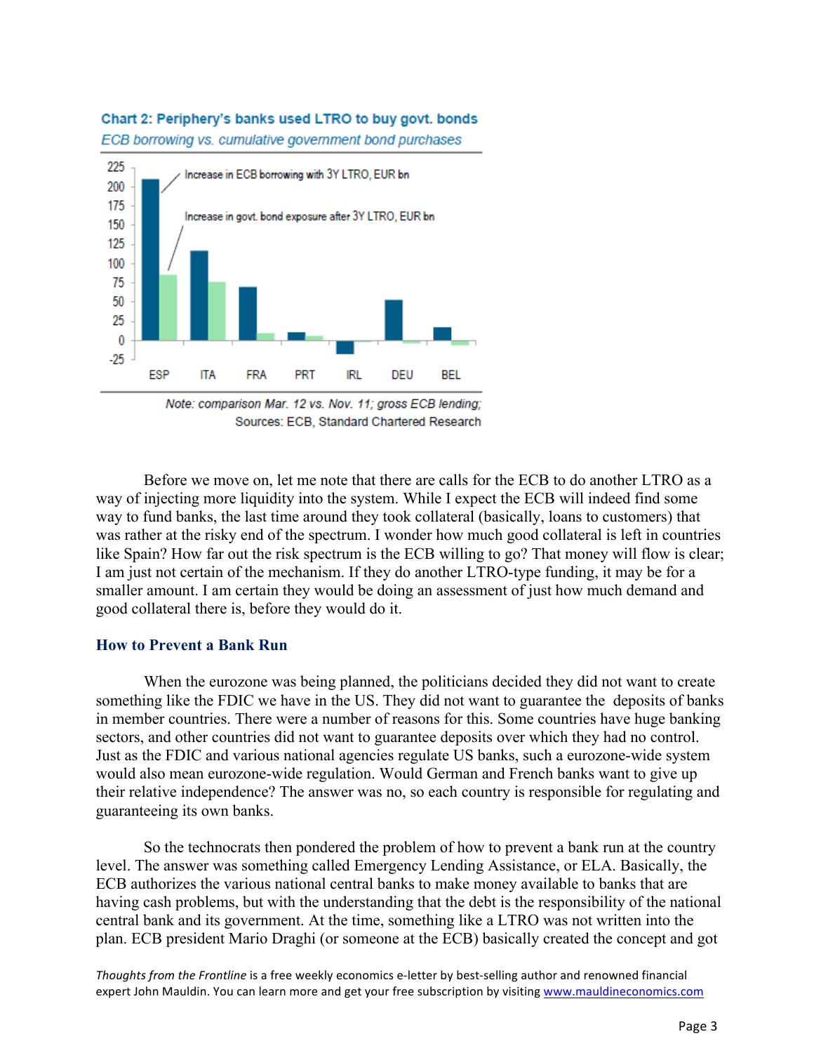**Chart 2: Periphery's banks used LTRO to buy govt. bonds**

*ECB borrowing vs. cumulative government bond purchases*

Increase in ECB borrowing with 3Y LTRO, EUR bn

Increase in govt. bond exposure after 3Y LTRO, EUR bn

*Note: comparison Mar. 12 vs. Nov. 11; gross ECB lending;*

Sources: ECB, Standard Chartered Research

Before we move on, let me note that there are calls for the ECB to do another LTRO as a way of injecting more liquidity into the system. While I expect the ECB will indeed find some way to fund banks, the last time around they took collateral (basically, loans to customers) that was rather at the risky end of the spectrum. I wonder how much good collateral is left in countries like Spain? How far out the risk spectrum is the ECB willing to go? That money will flow is clear; I am just not certain of the mechanism. If they do another LTRO-type funding, it may be for a smaller amount. I am certain they would be doing an assessment of just how much demand and good collateral there is, before they would do it.

## How to Prevent a Bank Run

When the eurozone was being planned, the politicians decided they did not want to create something like the FDIC we have in the US. They did not want to guarantee the deposits of banks in member countries. There were a number of reasons for this. Some countries have huge banking sectors, and other countries did not want to guarantee deposits over which they had no control. Just as the FDIC and various national agencies regulate US banks, such a eurozone-wide system would also mean eurozone-wide regulation. Would German and French banks want to give up their relative independence? The answer was no, so each country is responsible for regulating and guaranteeing its own banks.

So the technocrats then pondered the problem of how to prevent a bank run at the country level. The answer was something called Emergency Lending Assistance, or ELA. Basically, the ECB authorizes the various national central banks to make money available to banks that are having cash problems, but with the understanding that the debt is the responsibility of the national central bank and its government. At the time, something like a LTRO was not written into the plan. ECB president Mario Draghi (or someone at the ECB) basically created the concept and got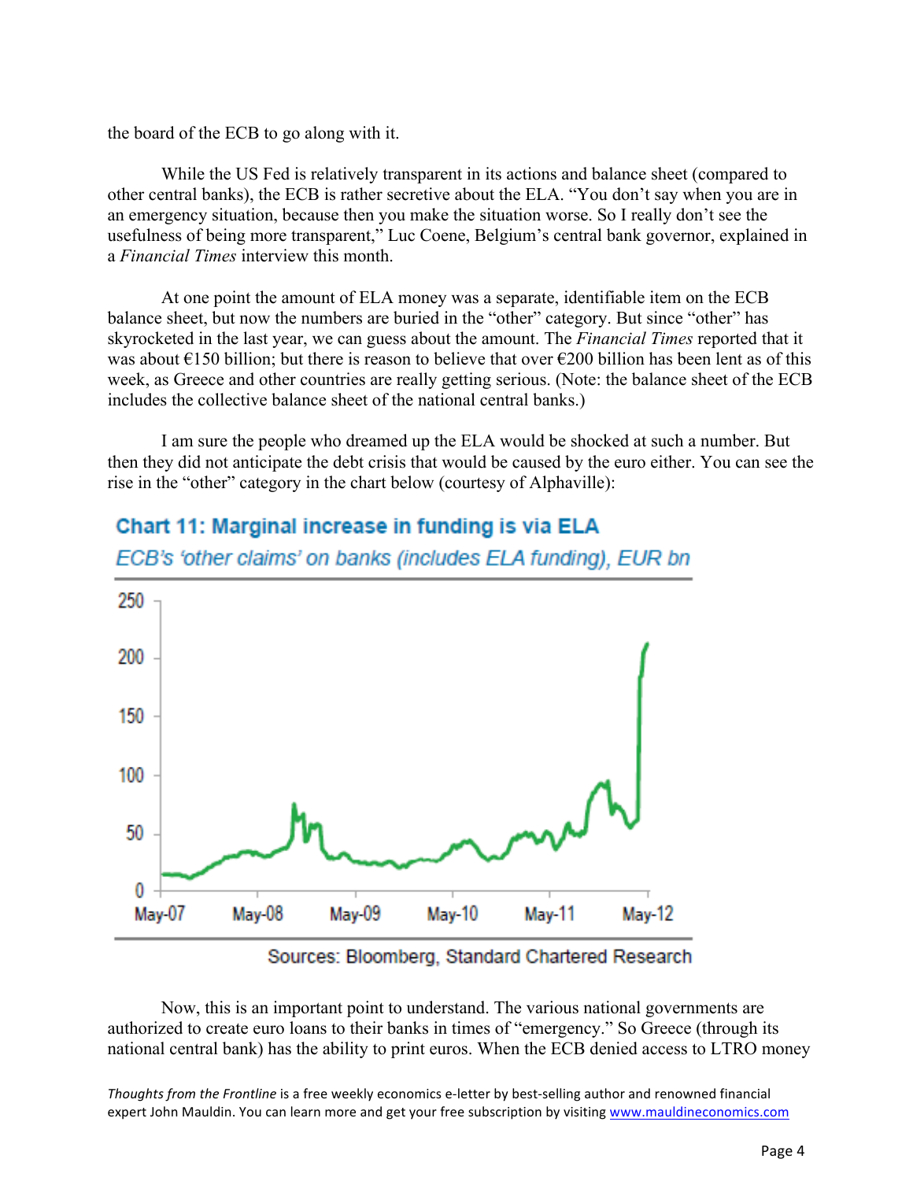the board of the ECB to go along with it.

While the US Fed is relatively transparent in its actions and balance sheet (compared to other central banks), the ECB is rather secretive about the ELA. "You don't say when you are in an emergency situation, because then you make the situation worse. So I really don't see the usefulness of being more transparent," Luc Coene, Belgium's central bank governor, explained in a *Financial Times* interview this month.

At one point the amount of ELA money was a separate, identifiable item on the ECB balance sheet, but now the numbers are buried in the "other" category. But since "other" has skyrocketed in the last year, we can guess about the amount. The *Financial Times* reported that it was about €150 billion; but there is reason to believe that over €200 billion has been lent as of this week, as Greece and other countries are really getting serious. (Note: the balance sheet of the ECB includes the collective balance sheet of the national central banks.)

I am sure the people who dreamed up the ELA would be shocked at such a number. But then they did not anticipate the debt crisis that would be caused by the euro either. You can see the rise in the "other" category in the chart below (courtesy of Alphaville):

**Chart 11: Marginal increase in funding is via ELA**

*ECB's 'other claims' on banks (includes ELA funding), EUR bn*

Sources: Bloomberg, Standard Chartered Research

Now, this is an important point to understand. The various national governments are authorized to create euro loans to their banks in times of "emergency." So Greece (through its national central bank) has the ability to print euros. When the ECB denied access to LTRO money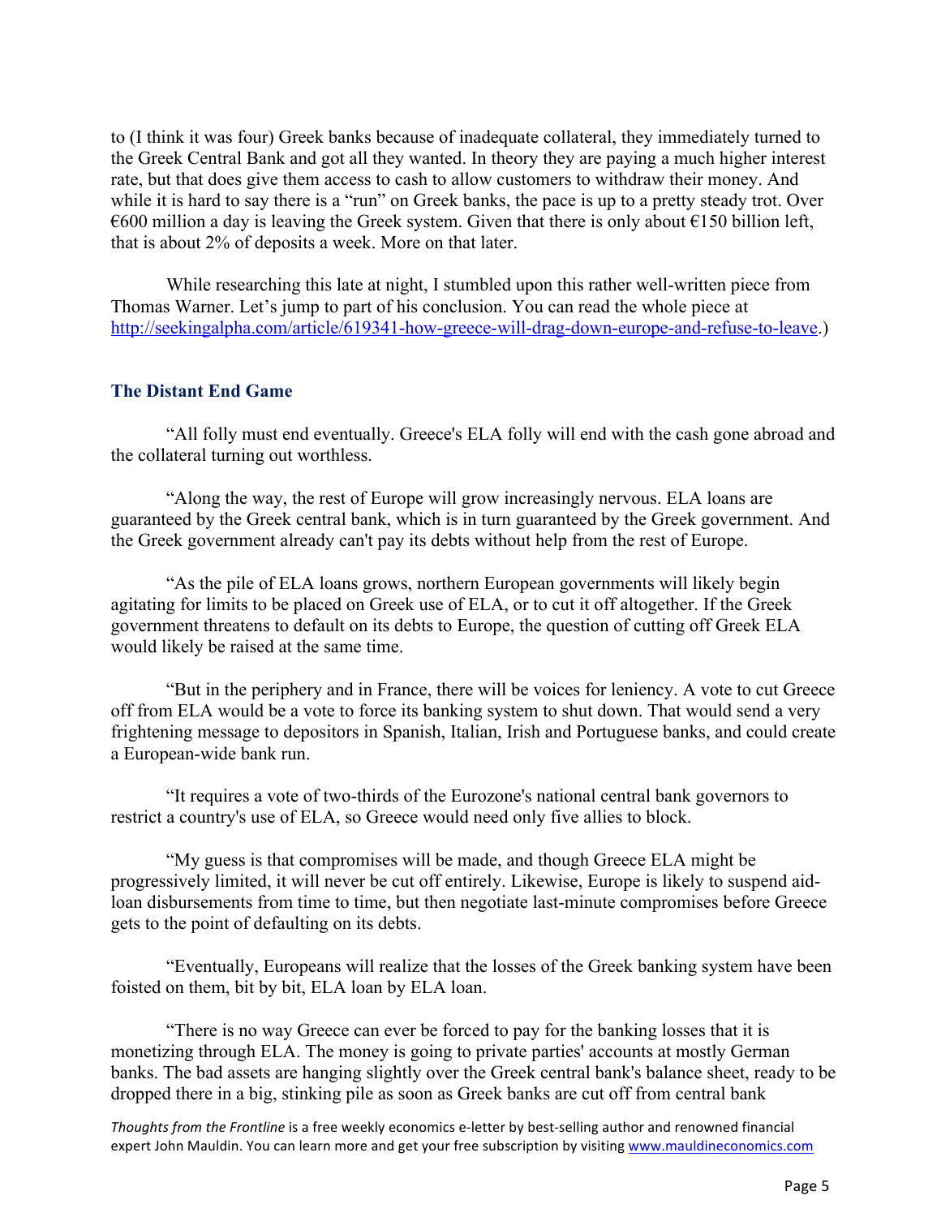to (I think it was four) Greek banks because of inadequate collateral, they immediately turned to the Greek Central Bank and got all they wanted. In theory they are paying a much higher interest rate, but that does give them access to cash to allow customers to withdraw their money. And while it is hard to say there is a "run" on Greek banks, the pace is up to a pretty steady trot. Over €600 million a day is leaving the Greek system. Given that there is only about €150 billion left, that is about 2% of deposits a week. More on that later.

While researching this late at night, I stumbled upon this rather well-written piece from Thomas Warner. Let's jump to part of his conclusion. You can read the whole piece at http://seekingalpha.com/article/619341-how-greece-will-drag-down-europe-and-refuse-to-leave.)

### The Distant End Game

"All folly must end eventually. Greece's ELA folly will end with the cash gone abroad and the collateral turning out worthless.

"Along the way, the rest of Europe will grow increasingly nervous. ELA loans are guaranteed by the Greek central bank, which is in turn guaranteed by the Greek government. And the Greek government already can't pay its debts without help from the rest of Europe.

"As the pile of ELA loans grows, northern European governments will likely begin agitating for limits to be placed on Greek use of ELA, or to cut it off altogether. If the Greek government threatens to default on its debts to Europe, the question of cutting off Greek ELA would likely be raised at the same time.

"But in the periphery and in France, there will be voices for leniency. A vote to cut Greece off from ELA would be a vote to force its banking system to shut down. That would send a very frightening message to depositors in Spanish, Italian, Irish and Portuguese banks, and could create a European-wide bank run.

"It requires a vote of two-thirds of the Eurozone's national central bank governors to restrict a country's use of ELA, so Greece would need only five allies to block.

"My guess is that compromises will be made, and though Greece ELA might be progressively limited, it will never be cut off entirely. Likewise, Europe is likely to suspend aid-loan disbursements from time to time, but then negotiate last-minute compromises before Greece gets to the point of defaulting on its debts.

"Eventually, Europeans will realize that the losses of the Greek banking system have been foisted on them, bit by bit, ELA loan by ELA loan.

"There is no way Greece can ever be forced to pay for the banking losses that it is monetizing through ELA. The money is going to private parties' accounts at mostly German banks. The bad assets are hanging slightly over the Greek central bank's balance sheet, ready to be dropped there in a big, stinking pile as soon as Greek banks are cut off from central bank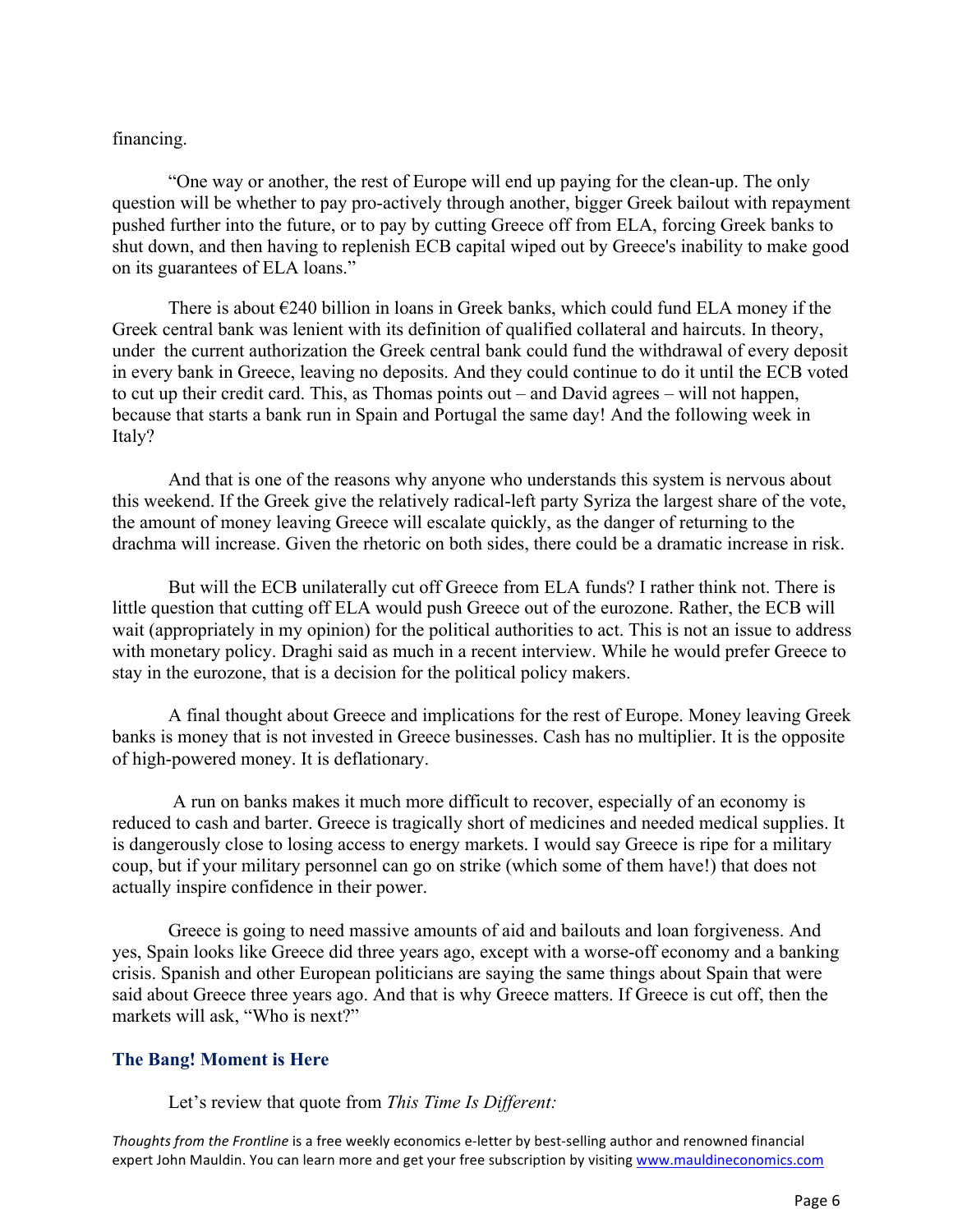financing.

"One way or another, the rest of Europe will end up paying for the clean-up. The only question will be whether to pay pro-actively through another, bigger Greek bailout with repayment pushed further into the future, or to pay by cutting Greece off from ELA, forcing Greek banks to shut down, and then having to replenish ECB capital wiped out by Greece's inability to make good on its guarantees of ELA loans."

There is about €240 billion in loans in Greek banks, which could fund ELA money if the Greek central bank was lenient with its definition of qualified collateral and haircuts. In theory, under the current authorization the Greek central bank could fund the withdrawal of every deposit in every bank in Greece, leaving no deposits. And they could continue to do it until the ECB voted to cut up their credit card. This, as Thomas points out – and David agrees – will not happen, because that starts a bank run in Spain and Portugal the same day! And the following week in Italy?

And that is one of the reasons why anyone who understands this system is nervous about this weekend. If the Greek give the relatively radical-left party Syriza the largest share of the vote, the amount of money leaving Greece will escalate quickly, as the danger of returning to the drachma will increase. Given the rhetoric on both sides, there could be a dramatic increase in risk.

But will the ECB unilaterally cut off Greece from ELA funds? I rather think not. There is little question that cutting off ELA would push Greece out of the eurozone. Rather, the ECB will wait (appropriately in my opinion) for the political authorities to act. This is not an issue to address with monetary policy. Draghi said as much in a recent interview. While he would prefer Greece to stay in the eurozone, that is a decision for the political policy makers.

A final thought about Greece and implications for the rest of Europe. Money leaving Greek banks is money that is not invested in Greece businesses. Cash has no multiplier. It is the opposite of high-powered money. It is deflationary.

A run on banks makes it much more difficult to recover, especially of an economy is reduced to cash and barter. Greece is tragically short of medicines and needed medical supplies. It is dangerously close to losing access to energy markets. I would say Greece is ripe for a military coup, but if your military personnel can go on strike (which some of them have!) that does not actually inspire confidence in their power.

Greece is going to need massive amounts of aid and bailouts and loan forgiveness. And yes, Spain looks like Greece did three years ago, except with a worse-off economy and a banking crisis. Spanish and other European politicians are saying the same things about Spain that were said about Greece three years ago. And that is why Greece matters. If Greece is cut off, then the markets will ask, "Who is next?"

## The Bang! Moment is Here

Let's review that quote from *This Time Is Different:*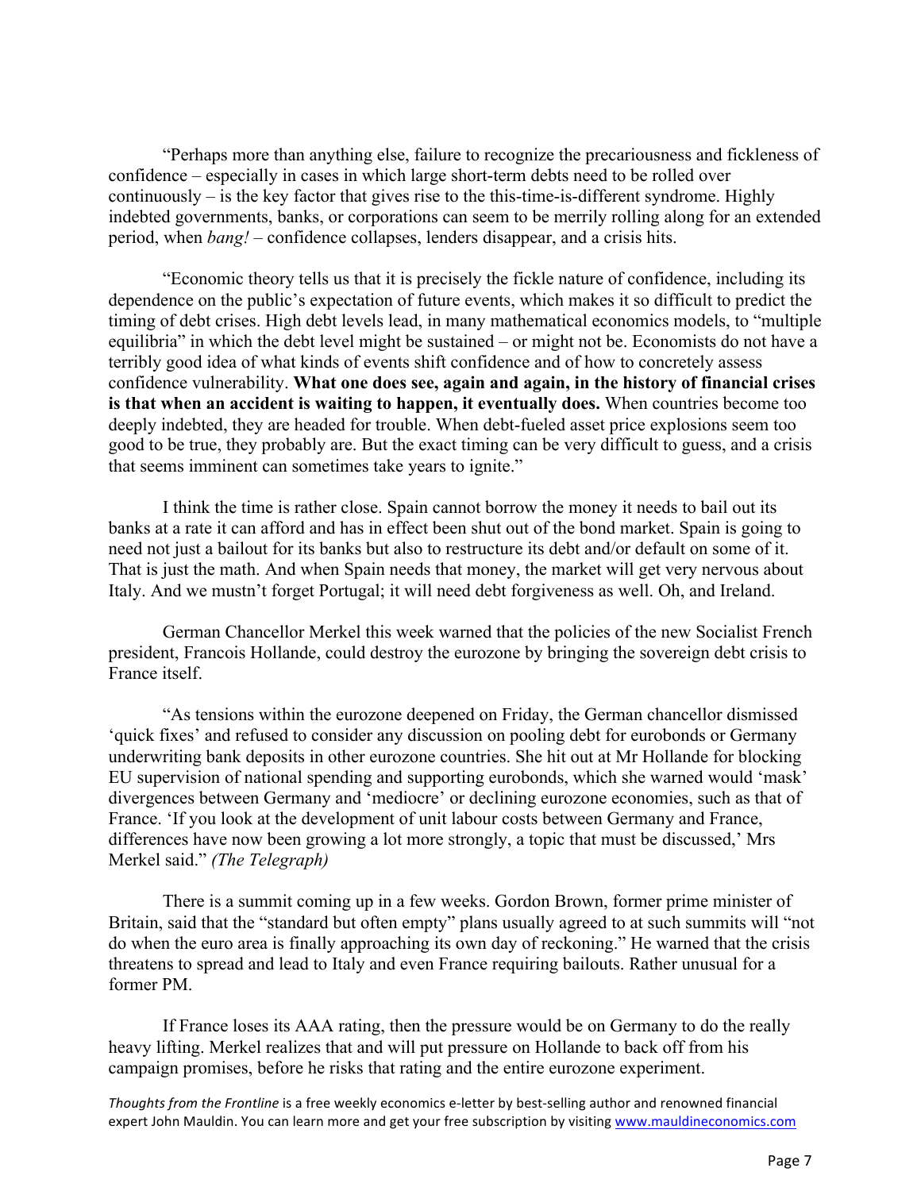"Perhaps more than anything else, failure to recognize the precariousness and fickleness of confidence – especially in cases in which large short-term debts need to be rolled over continuously – is the key factor that gives rise to the this-time-is-different syndrome. Highly indebted governments, banks, or corporations can seem to be merrily rolling along for an extended period, when *bang!* – confidence collapses, lenders disappear, and a crisis hits.

"Economic theory tells us that it is precisely the fickle nature of confidence, including its dependence on the public's expectation of future events, which makes it so difficult to predict the timing of debt crises. High debt levels lead, in many mathematical economics models, to "multiple equilibria" in which the debt level might be sustained – or might not be. Economists do not have a terribly good idea of what kinds of events shift confidence and of how to concretely assess confidence vulnerability. **What one does see, again and again, in the history of financial crises is that when an accident is waiting to happen, it eventually does.** When countries become too deeply indebted, they are headed for trouble. When debt-fueled asset price explosions seem too good to be true, they probably are. But the exact timing can be very difficult to guess, and a crisis that seems imminent can sometimes take years to ignite."

I think the time is rather close. Spain cannot borrow the money it needs to bail out its banks at a rate it can afford and has in effect been shut out of the bond market. Spain is going to need not just a bailout for its banks but also to restructure its debt and/or default on some of it. That is just the math. And when Spain needs that money, the market will get very nervous about Italy. And we mustn't forget Portugal; it will need debt forgiveness as well. Oh, and Ireland.

German Chancellor Merkel this week warned that the policies of the new Socialist French president, Francois Hollande, could destroy the eurozone by bringing the sovereign debt crisis to France itself.

"As tensions within the eurozone deepened on Friday, the German chancellor dismissed 'quick fixes' and refused to consider any discussion on pooling debt for eurobonds or Germany underwriting bank deposits in other eurozone countries. She hit out at Mr Hollande for blocking EU supervision of national spending and supporting eurobonds, which she warned would 'mask' divergences between Germany and 'mediocre' or declining eurozone economies, such as that of France. 'If you look at the development of unit labour costs between Germany and France, differences have now been growing a lot more strongly, a topic that must be discussed,' Mrs Merkel said." *(The Telegraph)*

There is a summit coming up in a few weeks. Gordon Brown, former prime minister of Britain, said that the "standard but often empty" plans usually agreed to at such summits will "not do when the euro area is finally approaching its own day of reckoning." He warned that the crisis threatens to spread and lead to Italy and even France requiring bailouts. Rather unusual for a former PM.

If France loses its AAA rating, then the pressure would be on Germany to do the really heavy lifting. Merkel realizes that and will put pressure on Hollande to back off from his campaign promises, before he risks that rating and the entire eurozone experiment.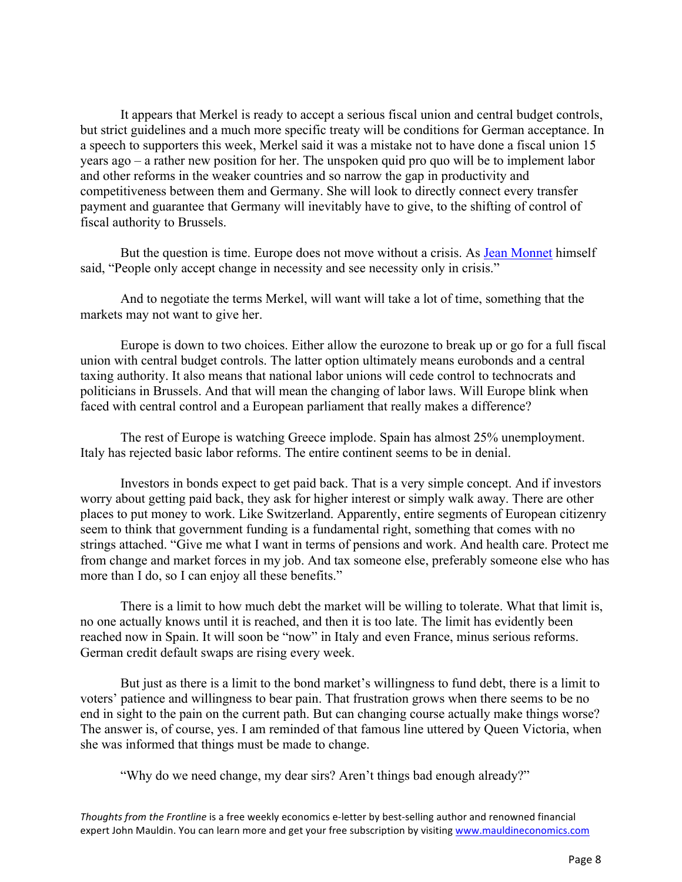It appears that Merkel is ready to accept a serious fiscal union and central budget controls, but strict guidelines and a much more specific treaty will be conditions for German acceptance. In a speech to supporters this week, Merkel said it was a mistake not to have done a fiscal union 15 years ago – a rather new position for her. The unspoken quid pro quo will be to implement labor and other reforms in the weaker countries and so narrow the gap in productivity and competitiveness between them and Germany. She will look to directly connect every transfer payment and guarantee that Germany will inevitably have to give, to the shifting of control of fiscal authority to Brussels.

But the question is time. Europe does not move without a crisis. As [Jean Monnet] himself said, "People only accept change in necessity and see necessity only in crisis."

And to negotiate the terms Merkel, will want will take a lot of time, something that the markets may not want to give her.

Europe is down to two choices. Either allow the eurozone to break up or go for a full fiscal union with central budget controls. The latter option ultimately means eurobonds and a central taxing authority. It also means that national labor unions will cede control to technocrats and politicians in Brussels. And that will mean the changing of labor laws. Will Europe blink when faced with central control and a European parliament that really makes a difference?

The rest of Europe is watching Greece implode. Spain has almost 25% unemployment. Italy has rejected basic labor reforms. The entire continent seems to be in denial.

Investors in bonds expect to get paid back. That is a very simple concept. And if investors worry about getting paid back, they ask for higher interest or simply walk away. There are other places to put money to work. Like Switzerland. Apparently, entire segments of European citizenry seem to think that government funding is a fundamental right, something that comes with no strings attached. "Give me what I want in terms of pensions and work. And health care. Protect me from change and market forces in my job. And tax someone else, preferably someone else who has more than I do, so I can enjoy all these benefits."

There is a limit to how much debt the market will be willing to tolerate. What that limit is, no one actually knows until it is reached, and then it is too late. The limit has evidently been reached now in Spain. It will soon be "now" in Italy and even France, minus serious reforms. German credit default swaps are rising every week.

But just as there is a limit to the bond market's willingness to fund debt, there is a limit to voters' patience and willingness to bear pain. That frustration grows when there seems to be no end in sight to the pain on the current path. But can changing course actually make things worse? The answer is, of course, yes. I am reminded of that famous line uttered by Queen Victoria, when she was informed that things must be made to change.

"Why do we need change, my dear sirs? Aren't things bad enough already?"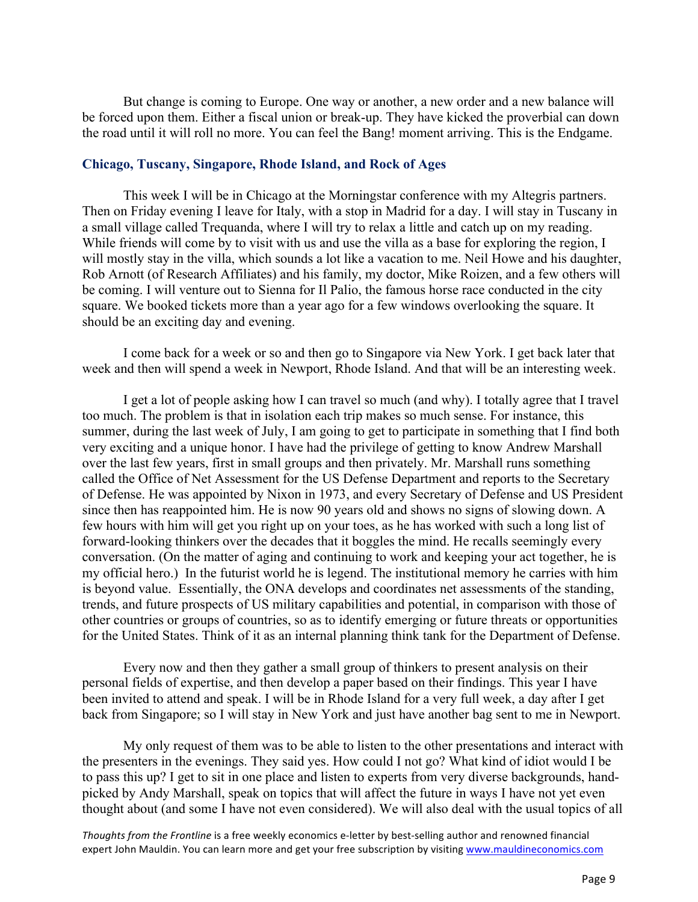But change is coming to Europe. One way or another, a new order and a new balance will be forced upon them. Either a fiscal union or break-up. They have kicked the proverbial can down the road until it will roll no more. You can feel the Bang! moment arriving. This is the Endgame.

## Chicago, Tuscany, Singapore, Rhode Island, and Rock of Ages

This week I will be in Chicago at the Morningstar conference with my Altegris partners. Then on Friday evening I leave for Italy, with a stop in Madrid for a day. I will stay in Tuscany in a small village called Trequanda, where I will try to relax a little and catch up on my reading. While friends will come by to visit with us and use the villa as a base for exploring the region, I will mostly stay in the villa, which sounds a lot like a vacation to me. Neil Howe and his daughter, Rob Arnott (of Research Affiliates) and his family, my doctor, Mike Roizen, and a few others will be coming. I will venture out to Sienna for Il Palio, the famous horse race conducted in the city square. We booked tickets more than a year ago for a few windows overlooking the square. It should be an exciting day and evening.

I come back for a week or so and then go to Singapore via New York. I get back later that week and then will spend a week in Newport, Rhode Island. And that will be an interesting week.

I get a lot of people asking how I can travel so much (and why). I totally agree that I travel too much. The problem is that in isolation each trip makes so much sense. For instance, this summer, during the last week of July, I am going to get to participate in something that I find both very exciting and a unique honor. I have had the privilege of getting to know Andrew Marshall over the last few years, first in small groups and then privately. Mr. Marshall runs something called the Office of Net Assessment for the US Defense Department and reports to the Secretary of Defense. He was appointed by Nixon in 1973, and every Secretary of Defense and US President since then has reappointed him. He is now 90 years old and shows no signs of slowing down. A few hours with him will get you right up on your toes, as he has worked with such a long list of forward-looking thinkers over the decades that it boggles the mind. He recalls seemingly every conversation. (On the matter of aging and continuing to work and keeping your act together, he is my official hero.) In the futurist world he is legend. The institutional memory he carries with him is beyond value. Essentially, the ONA develops and coordinates net assessments of the standing, trends, and future prospects of US military capabilities and potential, in comparison with those of other countries or groups of countries, so as to identify emerging or future threats or opportunities for the United States. Think of it as an internal planning think tank for the Department of Defense.

Every now and then they gather a small group of thinkers to present analysis on their personal fields of expertise, and then develop a paper based on their findings. This year I have been invited to attend and speak. I will be in Rhode Island for a very full week, a day after I get back from Singapore; so I will stay in New York and just have another bag sent to me in Newport.

My only request of them was to be able to listen to the other presentations and interact with the presenters in the evenings. They said yes. How could I not go? What kind of idiot would I be to pass this up? I get to sit in one place and listen to experts from very diverse backgrounds, hand-picked by Andy Marshall, speak on topics that will affect the future in ways I have not yet even thought about (and some I have not even considered). We will also deal with the usual topics of all

*Thoughts from the Frontline* is a free weekly economics e-letter by best-selling author and renowned financial expert John Mauldin. You can learn more and get your free subscription by visiting www.mauldineconomics.com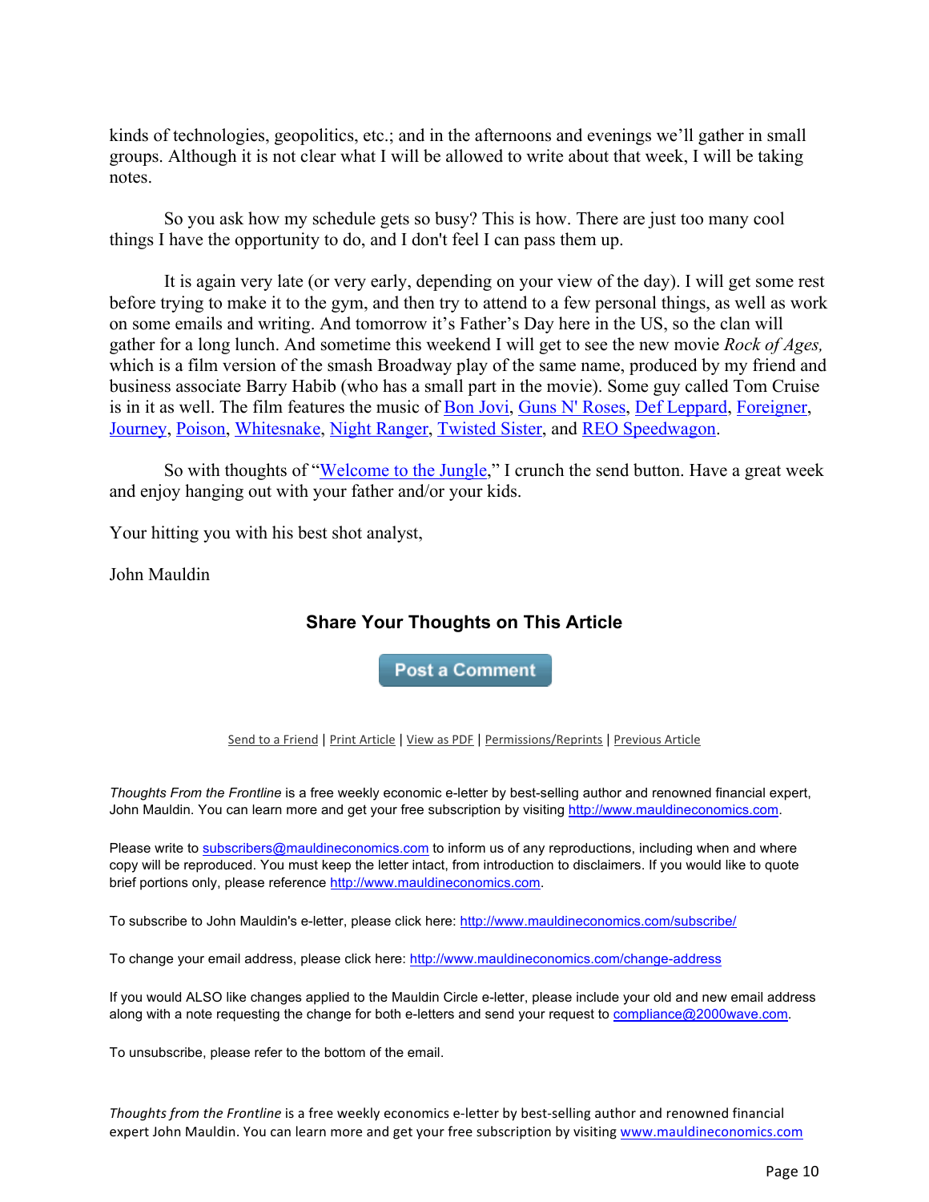kinds of technologies, geopolitics, etc.; and in the afternoons and evenings we'll gather in small groups. Although it is not clear what I will be allowed to write about that week, I will be taking notes.

So you ask how my schedule gets so busy? This is how. There are just too many cool things I have the opportunity to do, and I don't feel I can pass them up.

It is again very late (or very early, depending on your view of the day). I will get some rest before trying to make it to the gym, and then try to attend to a few personal things, as well as work on some emails and writing. And tomorrow it's Father's Day here in the US, so the clan will gather for a long lunch. And sometime this weekend I will get to see the new movie *Rock of Ages,* which is a film version of the smash Broadway play of the same name, produced by my friend and business associate Barry Habib (who has a small part in the movie). Some guy called Tom Cruise is in it as well. The film features the music of Bon Jovi, Guns N' Roses, Def Leppard, Foreigner, Journey, Poison, Whitesnake, Night Ranger, Twisted Sister, and REO Speedwagon.

So with thoughts of "Welcome to the Jungle," I crunch the send button. Have a great week and enjoy hanging out with your father and/or your kids.

Your hitting you with his best shot analyst,

John Mauldin

### Share Your Thoughts on This Article

Post a Comment

Send to a Friend | Print Article | View as PDF | Permissions/Reprints | Previous Article

*Thoughts From the Frontline* is a free weekly economic e-letter by best-selling author and renowned financial expert, John Mauldin. You can learn more and get your free subscription by visiting http://www.mauldineconomics.com.

Please write to subscribers@mauldineconomics.com to inform us of any reproductions, including when and where copy will be reproduced. You must keep the letter intact, from introduction to disclaimers. If you would like to quote brief portions only, please reference http://www.mauldineconomics.com.

To subscribe to John Mauldin's e-letter, please click here: http://www.mauldineconomics.com/subscribe/

To change your email address, please click here: http://www.mauldineconomics.com/change-address

If you would ALSO like changes applied to the Mauldin Circle e-letter, please include your old and new email address along with a note requesting the change for both e-letters and send your request to compliance@2000wave.com.

To unsubscribe, please refer to the bottom of the email.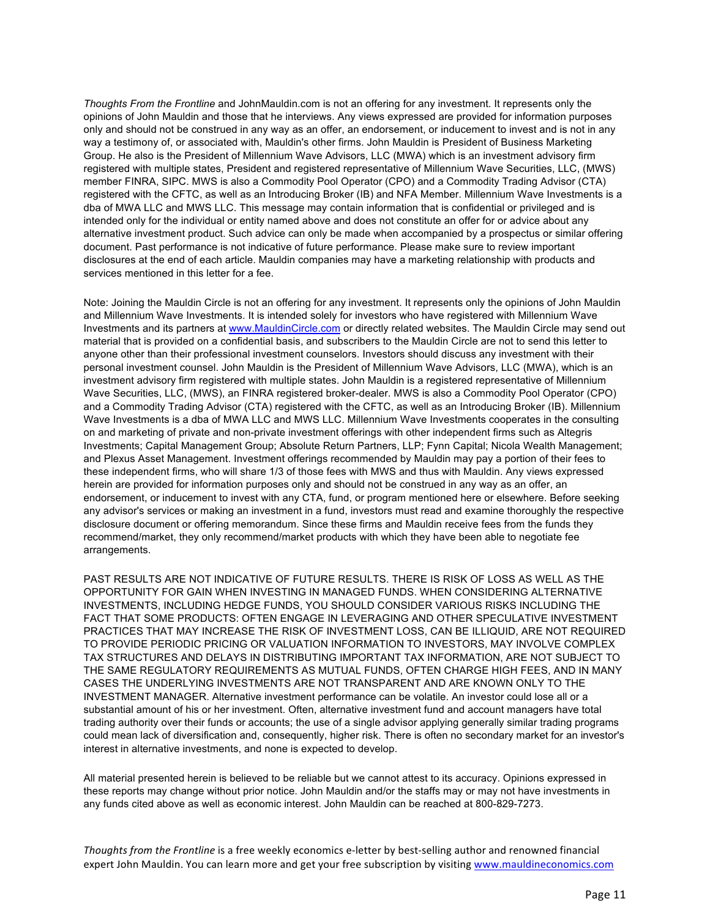*Thoughts From the Frontline* and JohnMauldin.com is not an offering for any investment. It represents only the opinions of John Mauldin and those that he interviews. Any views expressed are provided for information purposes only and should not be construed in any way as an offer, an endorsement, or inducement to invest and is not in any way a testimony of, or associated with, Mauldin's other firms. John Mauldin is President of Business Marketing Group. He also is the President of Millennium Wave Advisors, LLC (MWA) which is an investment advisory firm registered with multiple states, President and registered representative of Millennium Wave Securities, LLC, (MWS) member FINRA, SIPC. MWS is also a Commodity Pool Operator (CPO) and a Commodity Trading Advisor (CTA) registered with the CFTC, as well as an Introducing Broker (IB) and NFA Member. Millennium Wave Investments is a dba of MWA LLC and MWS LLC. This message may contain information that is confidential or privileged and is intended only for the individual or entity named above and does not constitute an offer for or advice about any alternative investment product. Such advice can only be made when accompanied by a prospectus or similar offering document. Past performance is not indicative of future performance. Please make sure to review important disclosures at the end of each article. Mauldin companies may have a marketing relationship with products and services mentioned in this letter for a fee.

Note: Joining the Mauldin Circle is not an offering for any investment. It represents only the opinions of John Mauldin and Millennium Wave Investments. It is intended solely for investors who have registered with Millennium Wave Investments and its partners at [www.MauldinCircle.com](http://www.MauldinCircle.com) or directly related websites. The Mauldin Circle may send out material that is provided on a confidential basis, and subscribers to the Mauldin Circle are not to send this letter to anyone other than their professional investment counselors. Investors should discuss any investment with their personal investment counsel. John Mauldin is the President of Millennium Wave Advisors, LLC (MWA), which is an investment advisory firm registered with multiple states. John Mauldin is a registered representative of Millennium Wave Securities, LLC, (MWS), an FINRA registered broker-dealer. MWS is also a Commodity Pool Operator (CPO) and a Commodity Trading Advisor (CTA) registered with the CFTC, as well as an Introducing Broker (IB). Millennium Wave Investments is a dba of MWA LLC and MWS LLC. Millennium Wave Investments cooperates in the consulting on and marketing of private and non-private investment offerings with other independent firms such as Altegris Investments; Capital Management Group; Absolute Return Partners, LLP; Fynn Capital; Nicola Wealth Management; and Plexus Asset Management. Investment offerings recommended by Mauldin may pay a portion of their fees to these independent firms, who will share 1/3 of those fees with MWS and thus with Mauldin. Any views expressed herein are provided for information purposes only and should not be construed in any way as an offer, an endorsement, or inducement to invest with any CTA, fund, or program mentioned here or elsewhere. Before seeking any advisor's services or making an investment in a fund, investors must read and examine thoroughly the respective disclosure document or offering memorandum. Since these firms and Mauldin receive fees from the funds they recommend/market, they only recommend/market products with which they have been able to negotiate fee arrangements.

PAST RESULTS ARE NOT INDICATIVE OF FUTURE RESULTS. THERE IS RISK OF LOSS AS WELL AS THE OPPORTUNITY FOR GAIN WHEN INVESTING IN MANAGED FUNDS. WHEN CONSIDERING ALTERNATIVE INVESTMENTS, INCLUDING HEDGE FUNDS, YOU SHOULD CONSIDER VARIOUS RISKS INCLUDING THE FACT THAT SOME PRODUCTS: OFTEN ENGAGE IN LEVERAGING AND OTHER SPECULATIVE INVESTMENT PRACTICES THAT MAY INCREASE THE RISK OF INVESTMENT LOSS, CAN BE ILLIQUID, ARE NOT REQUIRED TO PROVIDE PERIODIC PRICING OR VALUATION INFORMATION TO INVESTORS, MAY INVOLVE COMPLEX TAX STRUCTURES AND DELAYS IN DISTRIBUTING IMPORTANT TAX INFORMATION, ARE NOT SUBJECT TO THE SAME REGULATORY REQUIREMENTS AS MUTUAL FUNDS, OFTEN CHARGE HIGH FEES, AND IN MANY CASES THE UNDERLYING INVESTMENTS ARE NOT TRANSPARENT AND ARE KNOWN ONLY TO THE INVESTMENT MANAGER. Alternative investment performance can be volatile. An investor could lose all or a substantial amount of his or her investment. Often, alternative investment fund and account managers have total trading authority over their funds or accounts; the use of a single advisor applying generally similar trading programs could mean lack of diversification and, consequently, higher risk. There is often no secondary market for an investor's interest in alternative investments, and none is expected to develop.

All material presented herein is believed to be reliable but we cannot attest to its accuracy. Opinions expressed in these reports may change without prior notice. John Mauldin and/or the staffs may or may not have investments in any funds cited above as well as economic interest. John Mauldin can be reached at 800-829-7273.

*Thoughts from the Frontline* is a free weekly economics e-letter by best-selling author and renowned financial expert John Mauldin. You can learn more and get your free subscription by visiting [www.mauldineconomics.com](http://www.mauldineconomics.com)